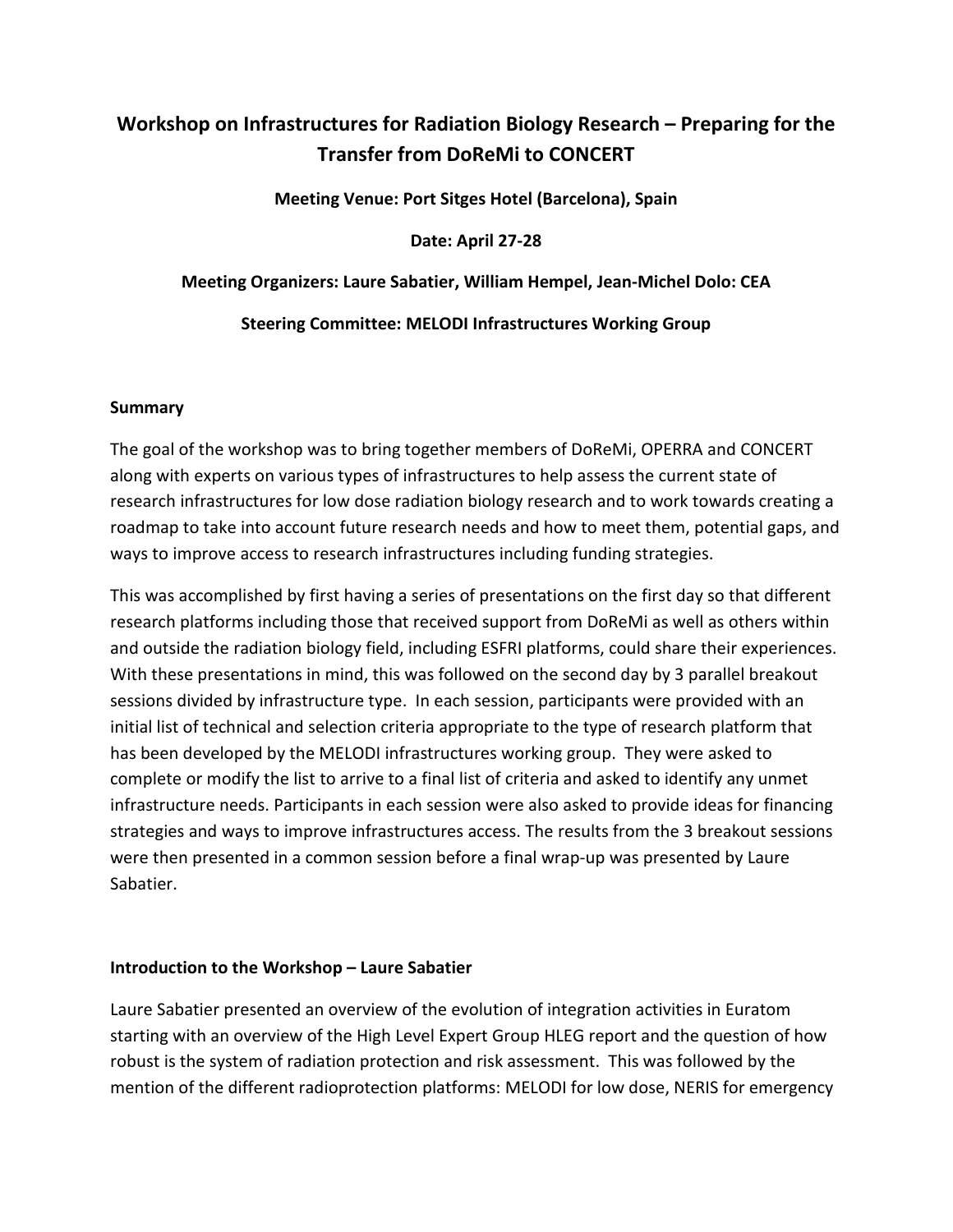# Workshop on Infrastructures for Radiation Biology Research – Preparing for the Transfer from DoReMi to CONCERT

**Meeting Venue: Port Sitges Hotel (Barcelona), Spain**

**Date: April 27-28**

**Meeting Organizers: Laure Sabatier, William Hempel, Jean-Michel Dolo: CEA**

**Steering Committee: MELODI Infrastructures Working Group**

## Summary

The goal of the workshop was to bring together members of DoReMi, OPERRA and CONCERT along with experts on various types of infrastructures to help assess the current state of research infrastructures for low dose radiation biology research and to work towards creating a roadmap to take into account future research needs and how to meet them, potential gaps, and ways to improve access to research infrastructures including funding strategies.

This was accomplished by first having a series of presentations on the first day so that different research platforms including those that received support from DoReMi as well as others within and outside the radiation biology field, including ESFRI platforms, could share their experiences. With these presentations in mind, this was followed on the second day by 3 parallel breakout sessions divided by infrastructure type. In each session, participants were provided with an initial list of technical and selection criteria appropriate to the type of research platform that has been developed by the MELODI infrastructures working group. They were asked to complete or modify the list to arrive to a final list of criteria and asked to identify any unmet infrastructure needs. Participants in each session were also asked to provide ideas for financing strategies and ways to improve infrastructures access. The results from the 3 breakout sessions were then presented in a common session before a final wrap-up was presented by Laure Sabatier.

## Introduction to the Workshop – Laure Sabatier

Laure Sabatier presented an overview of the evolution of integration activities in Euratom starting with an overview of the High Level Expert Group HLEG report and the question of how robust is the system of radiation protection and risk assessment. This was followed by the mention of the different radioprotection platforms: MELODI for low dose, NERIS for emergency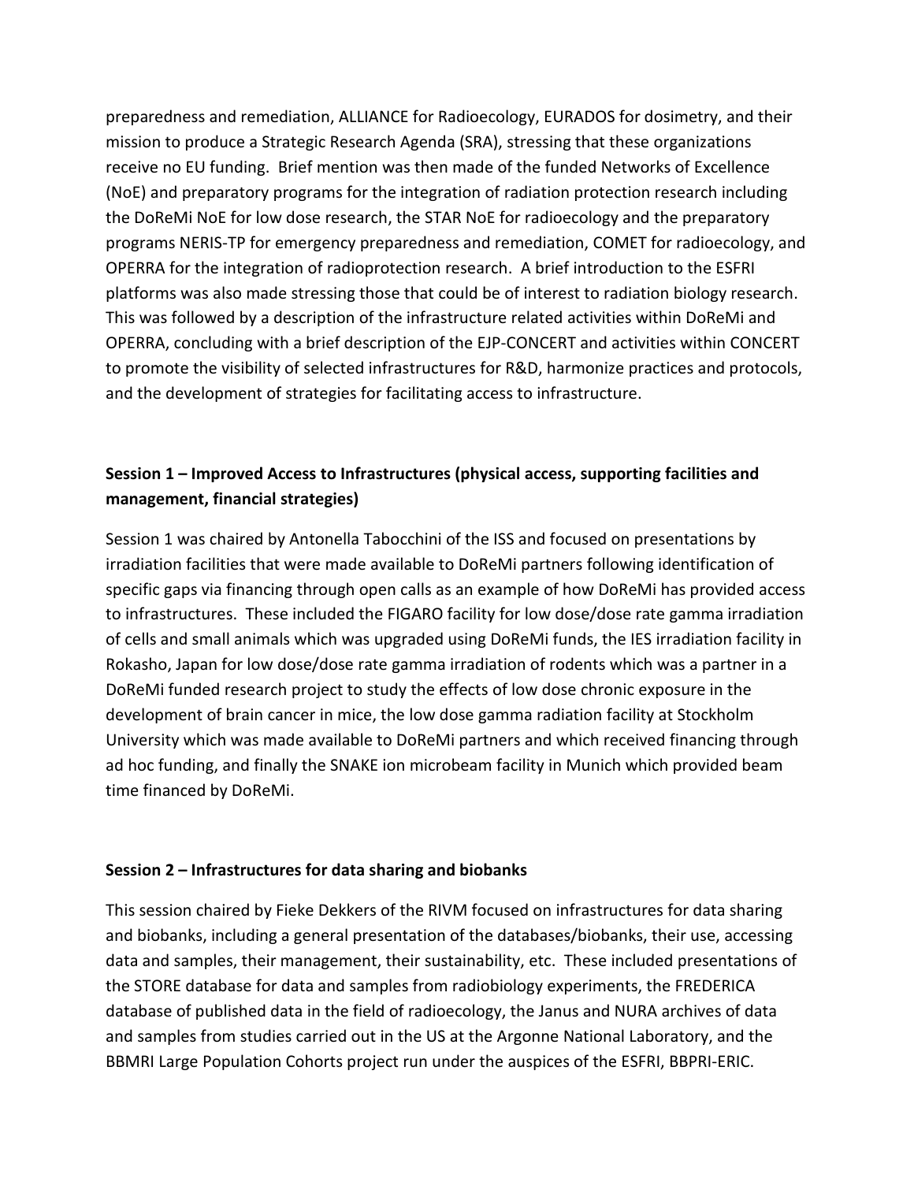preparedness and remediation, ALLIANCE for Radioecology, EURADOS for dosimetry, and their mission to produce a Strategic Research Agenda (SRA), stressing that these organizations receive no EU funding. Brief mention was then made of the funded Networks of Excellence (NoE) and preparatory programs for the integration of radiation protection research including the DoReMi NoE for low dose research, the STAR NoE for radioecology and the preparatory programs NERIS-TP for emergency preparedness and remediation, COMET for radioecology, and OPERRA for the integration of radioprotection research. A brief introduction to the ESFRI platforms was also made stressing those that could be of interest to radiation biology research. This was followed by a description of the infrastructure related activities within DoReMi and OPERRA, concluding with a brief description of the EJP-CONCERT and activities within CONCERT to promote the visibility of selected infrastructures for R&D, harmonize practices and protocols, and the development of strategies for facilitating access to infrastructure.

## Session 1 – Improved Access to Infrastructures (physical access, supporting facilities and management, financial strategies)

Session 1 was chaired by Antonella Tabocchini of the ISS and focused on presentations by irradiation facilities that were made available to DoReMi partners following identification of specific gaps via financing through open calls as an example of how DoReMi has provided access to infrastructures. These included the FIGARO facility for low dose/dose rate gamma irradiation of cells and small animals which was upgraded using DoReMi funds, the IES irradiation facility in Rokasho, Japan for low dose/dose rate gamma irradiation of rodents which was a partner in a DoReMi funded research project to study the effects of low dose chronic exposure in the development of brain cancer in mice, the low dose gamma radiation facility at Stockholm University which was made available to DoReMi partners and which received financing through ad hoc funding, and finally the SNAKE ion microbeam facility in Munich which provided beam time financed by DoReMi.

## Session 2 – Infrastructures for data sharing and biobanks

This session chaired by Fieke Dekkers of the RIVM focused on infrastructures for data sharing and biobanks, including a general presentation of the databases/biobanks, their use, accessing data and samples, their management, their sustainability, etc. These included presentations of the STORE database for data and samples from radiobiology experiments, the FREDERICA database of published data in the field of radioecology, the Janus and NURA archives of data and samples from studies carried out in the US at the Argonne National Laboratory, and the BBMRI Large Population Cohorts project run under the auspices of the ESFRI, BBPRI-ERIC.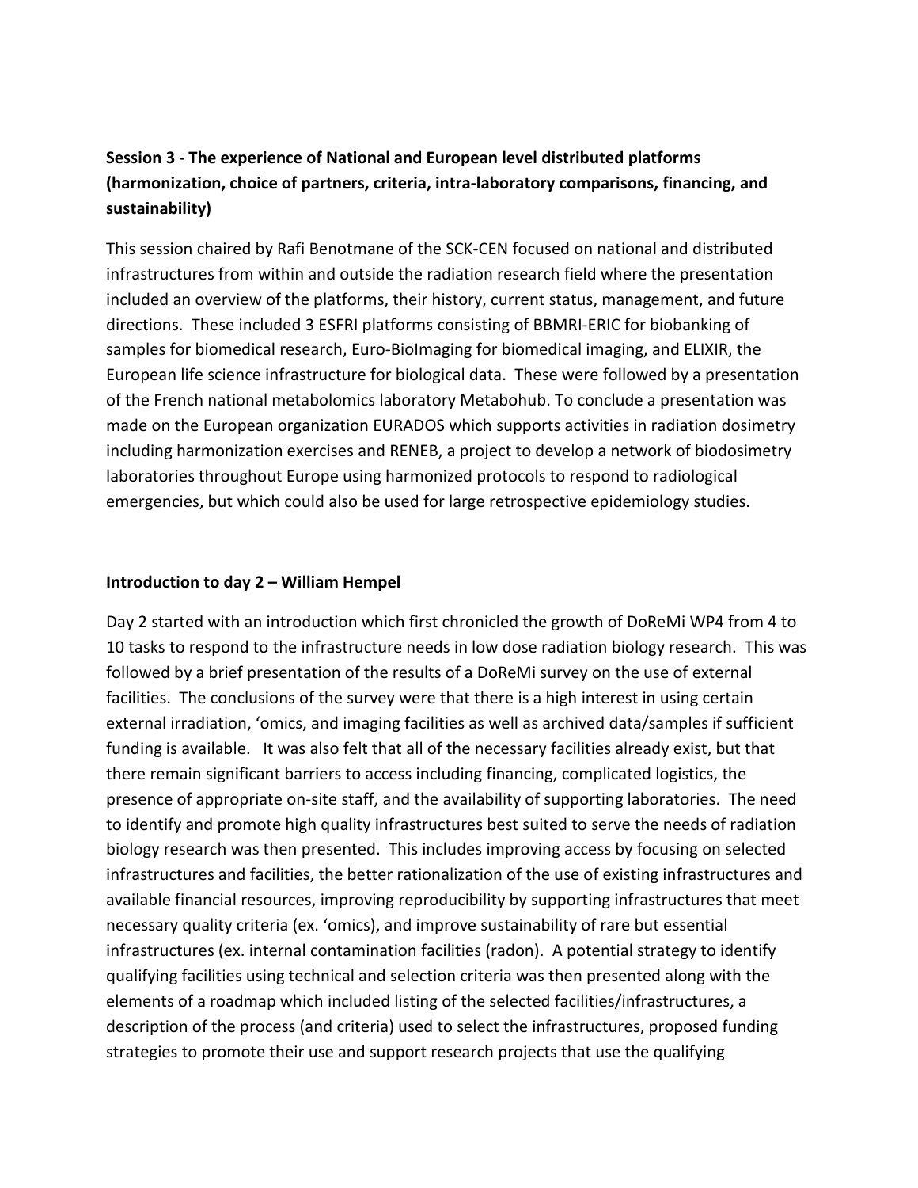**Session 3 - The experience of National and European level distributed platforms (harmonization, choice of partners, criteria, intra-laboratory comparisons, financing, and sustainability)**

This session chaired by Rafi Benotmane of the SCK-CEN focused on national and distributed infrastructures from within and outside the radiation research field where the presentation included an overview of the platforms, their history, current status, management, and future directions. These included 3 ESFRI platforms consisting of BBMRI-ERIC for biobanking of samples for biomedical research, Euro-BioImaging for biomedical imaging, and ELIXIR, the European life science infrastructure for biological data. These were followed by a presentation of the French national metabolomics laboratory Metabohub. To conclude a presentation was made on the European organization EURADOS which supports activities in radiation dosimetry including harmonization exercises and RENEB, a project to develop a network of biodosimetry laboratories throughout Europe using harmonized protocols to respond to radiological emergencies, but which could also be used for large retrospective epidemiology studies.

**Introduction to day 2 – William Hempel**

Day 2 started with an introduction which first chronicled the growth of DoReMi WP4 from 4 to 10 tasks to respond to the infrastructure needs in low dose radiation biology research. This was followed by a brief presentation of the results of a DoReMi survey on the use of external facilities. The conclusions of the survey were that there is a high interest in using certain external irradiation, 'omics, and imaging facilities as well as archived data/samples if sufficient funding is available. It was also felt that all of the necessary facilities already exist, but that there remain significant barriers to access including financing, complicated logistics, the presence of appropriate on-site staff, and the availability of supporting laboratories. The need to identify and promote high quality infrastructures best suited to serve the needs of radiation biology research was then presented. This includes improving access by focusing on selected infrastructures and facilities, the better rationalization of the use of existing infrastructures and available financial resources, improving reproducibility by supporting infrastructures that meet necessary quality criteria (ex. 'omics), and improve sustainability of rare but essential infrastructures (ex. internal contamination facilities (radon). A potential strategy to identify qualifying facilities using technical and selection criteria was then presented along with the elements of a roadmap which included listing of the selected facilities/infrastructures, a description of the process (and criteria) used to select the infrastructures, proposed funding strategies to promote their use and support research projects that use the qualifying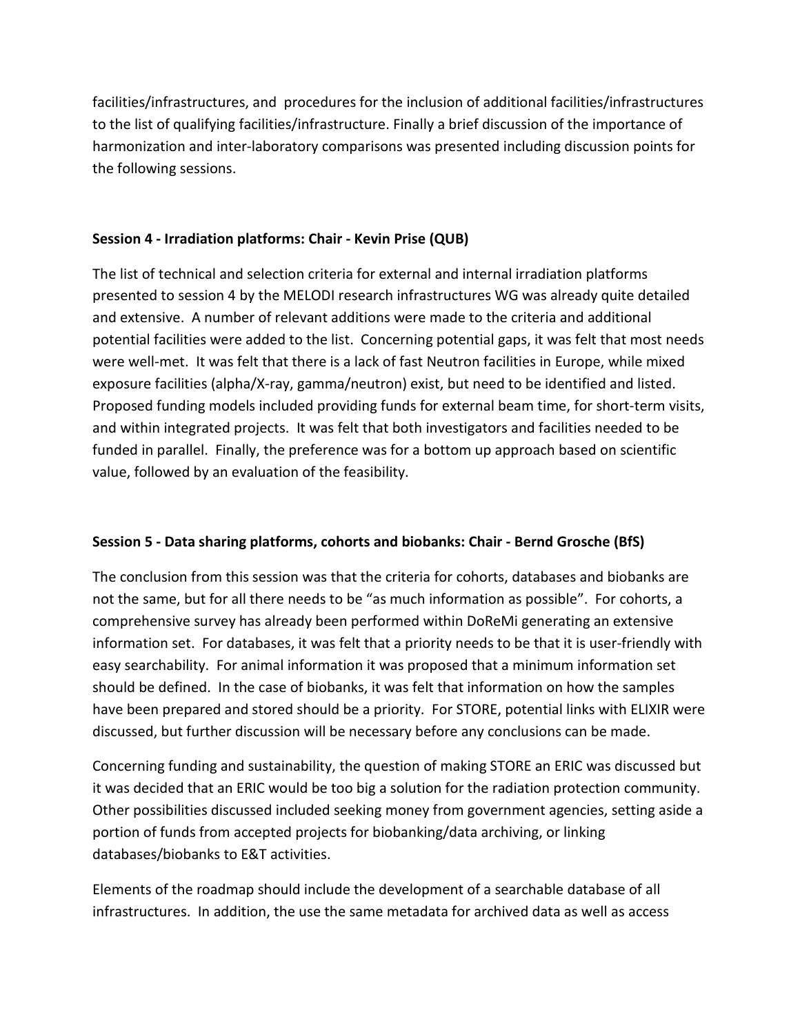facilities/infrastructures, and  procedures for the inclusion of additional facilities/infrastructures to the list of qualifying facilities/infrastructure. Finally a brief discussion of the importance of harmonization and inter-laboratory comparisons was presented including discussion points for the following sessions.

**Session 4 - Irradiation platforms: Chair - Kevin Prise (QUB)**

The list of technical and selection criteria for external and internal irradiation platforms presented to session 4 by the MELODI research infrastructures WG was already quite detailed and extensive.  A number of relevant additions were made to the criteria and additional potential facilities were added to the list.  Concerning potential gaps, it was felt that most needs were well-met.  It was felt that there is a lack of fast Neutron facilities in Europe, while mixed exposure facilities (alpha/X-ray, gamma/neutron) exist, but need to be identified and listed.  Proposed funding models included providing funds for external beam time, for short-term visits, and within integrated projects.  It was felt that both investigators and facilities needed to be funded in parallel.  Finally, the preference was for a bottom up approach based on scientific value, followed by an evaluation of the feasibility.

**Session 5 - Data sharing platforms, cohorts and biobanks: Chair - Bernd Grosche (BfS)**

The conclusion from this session was that the criteria for cohorts, databases and biobanks are not the same, but for all there needs to be "as much information as possible".  For cohorts, a comprehensive survey has already been performed within DoReMi generating an extensive information set.  For databases, it was felt that a priority needs to be that it is user-friendly with easy searchability.  For animal information it was proposed that a minimum information set should be defined.  In the case of biobanks, it was felt that information on how the samples have been prepared and stored should be a priority.  For STORE, potential links with ELIXIR were discussed, but further discussion will be necessary before any conclusions can be made.

Concerning funding and sustainability, the question of making STORE an ERIC was discussed but it was decided that an ERIC would be too big a solution for the radiation protection community. Other possibilities discussed included seeking money from government agencies, setting aside a portion of funds from accepted projects for biobanking/data archiving, or linking databases/biobanks to E&T activities.

Elements of the roadmap should include the development of a searchable database of all infrastructures.  In addition, the use the same metadata for archived data as well as access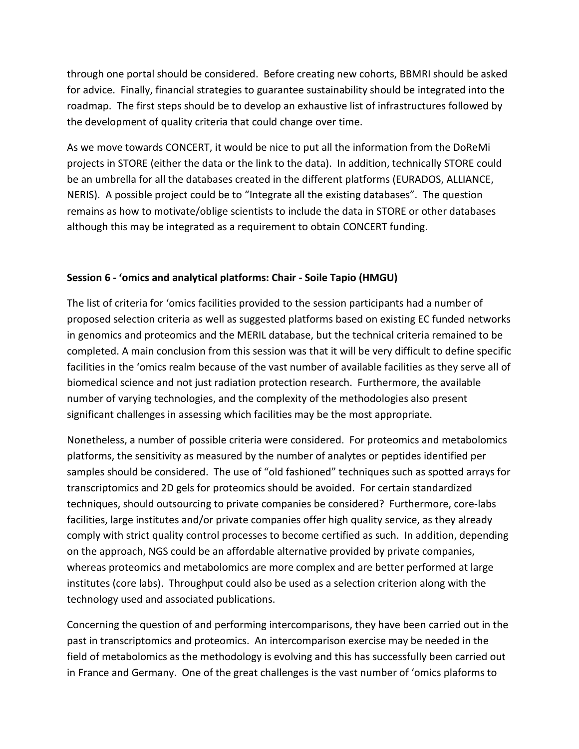through one portal should be considered. Before creating new cohorts, BBMRI should be asked for advice. Finally, financial strategies to guarantee sustainability should be integrated into the roadmap. The first steps should be to develop an exhaustive list of infrastructures followed by the development of quality criteria that could change over time.

As we move towards CONCERT, it would be nice to put all the information from the DoReMi projects in STORE (either the data or the link to the data). In addition, technically STORE could be an umbrella for all the databases created in the different platforms (EURADOS, ALLIANCE, NERIS). A possible project could be to "Integrate all the existing databases". The question remains as how to motivate/oblige scientists to include the data in STORE or other databases although this may be integrated as a requirement to obtain CONCERT funding.

**Session 6 - 'omics and analytical platforms: Chair - Soile Tapio (HMGU)**

The list of criteria for 'omics facilities provided to the session participants had a number of proposed selection criteria as well as suggested platforms based on existing EC funded networks in genomics and proteomics and the MERIL database, but the technical criteria remained to be completed. A main conclusion from this session was that it will be very difficult to define specific facilities in the 'omics realm because of the vast number of available facilities as they serve all of biomedical science and not just radiation protection research. Furthermore, the available number of varying technologies, and the complexity of the methodologies also present significant challenges in assessing which facilities may be the most appropriate.

Nonetheless, a number of possible criteria were considered. For proteomics and metabolomics platforms, the sensitivity as measured by the number of analytes or peptides identified per samples should be considered. The use of "old fashioned" techniques such as spotted arrays for transcriptomics and 2D gels for proteomics should be avoided. For certain standardized techniques, should outsourcing to private companies be considered? Furthermore, core-labs facilities, large institutes and/or private companies offer high quality service, as they already comply with strict quality control processes to become certified as such. In addition, depending on the approach, NGS could be an affordable alternative provided by private companies, whereas proteomics and metabolomics are more complex and are better performed at large institutes (core labs). Throughput could also be used as a selection criterion along with the technology used and associated publications.

Concerning the question of and performing intercomparisons, they have been carried out in the past in transcriptomics and proteomics. An intercomparison exercise may be needed in the field of metabolomics as the methodology is evolving and this has successfully been carried out in France and Germany. One of the great challenges is the vast number of 'omics plaforms to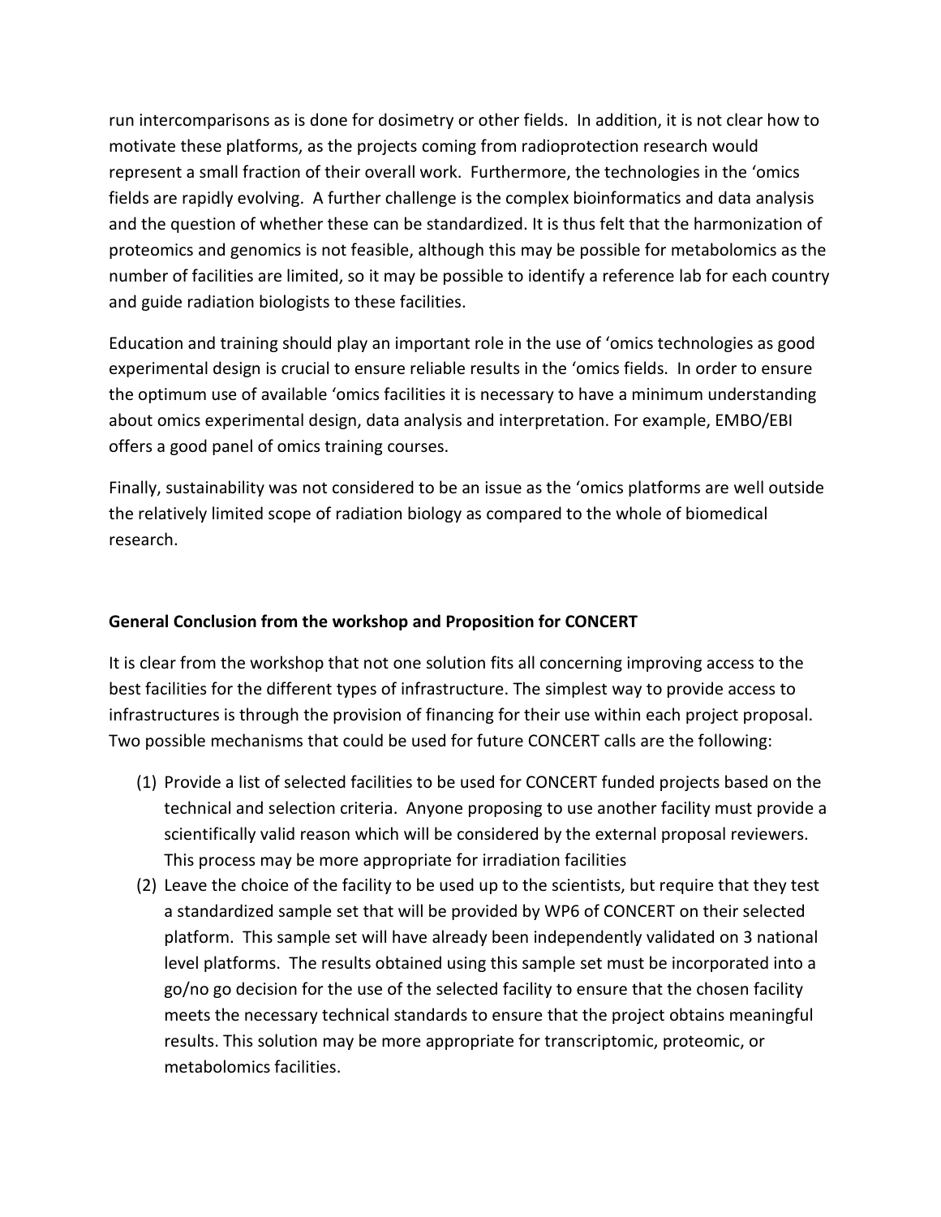run intercomparisons as is done for dosimetry or other fields. In addition, it is not clear how to motivate these platforms, as the projects coming from radioprotection research would represent a small fraction of their overall work. Furthermore, the technologies in the 'omics fields are rapidly evolving. A further challenge is the complex bioinformatics and data analysis and the question of whether these can be standardized. It is thus felt that the harmonization of proteomics and genomics is not feasible, although this may be possible for metabolomics as the number of facilities are limited, so it may be possible to identify a reference lab for each country and guide radiation biologists to these facilities.

Education and training should play an important role in the use of 'omics technologies as good experimental design is crucial to ensure reliable results in the 'omics fields. In order to ensure the optimum use of available 'omics facilities it is necessary to have a minimum understanding about omics experimental design, data analysis and interpretation. For example, EMBO/EBI offers a good panel of omics training courses.

Finally, sustainability was not considered to be an issue as the 'omics platforms are well outside the relatively limited scope of radiation biology as compared to the whole of biomedical research.

**General Conclusion from the workshop and Proposition for CONCERT**

It is clear from the workshop that not one solution fits all concerning improving access to the best facilities for the different types of infrastructure. The simplest way to provide access to infrastructures is through the provision of financing for their use within each project proposal. Two possible mechanisms that could be used for future CONCERT calls are the following:

(1) Provide a list of selected facilities to be used for CONCERT funded projects based on the technical and selection criteria. Anyone proposing to use another facility must provide a scientifically valid reason which will be considered by the external proposal reviewers. This process may be more appropriate for irradiation facilities

(2) Leave the choice of the facility to be used up to the scientists, but require that they test a standardized sample set that will be provided by WP6 of CONCERT on their selected platform. This sample set will have already been independently validated on 3 national level platforms. The results obtained using this sample set must be incorporated into a go/no go decision for the use of the selected facility to ensure that the chosen facility meets the necessary technical standards to ensure that the project obtains meaningful results. This solution may be more appropriate for transcriptomic, proteomic, or metabolomics facilities.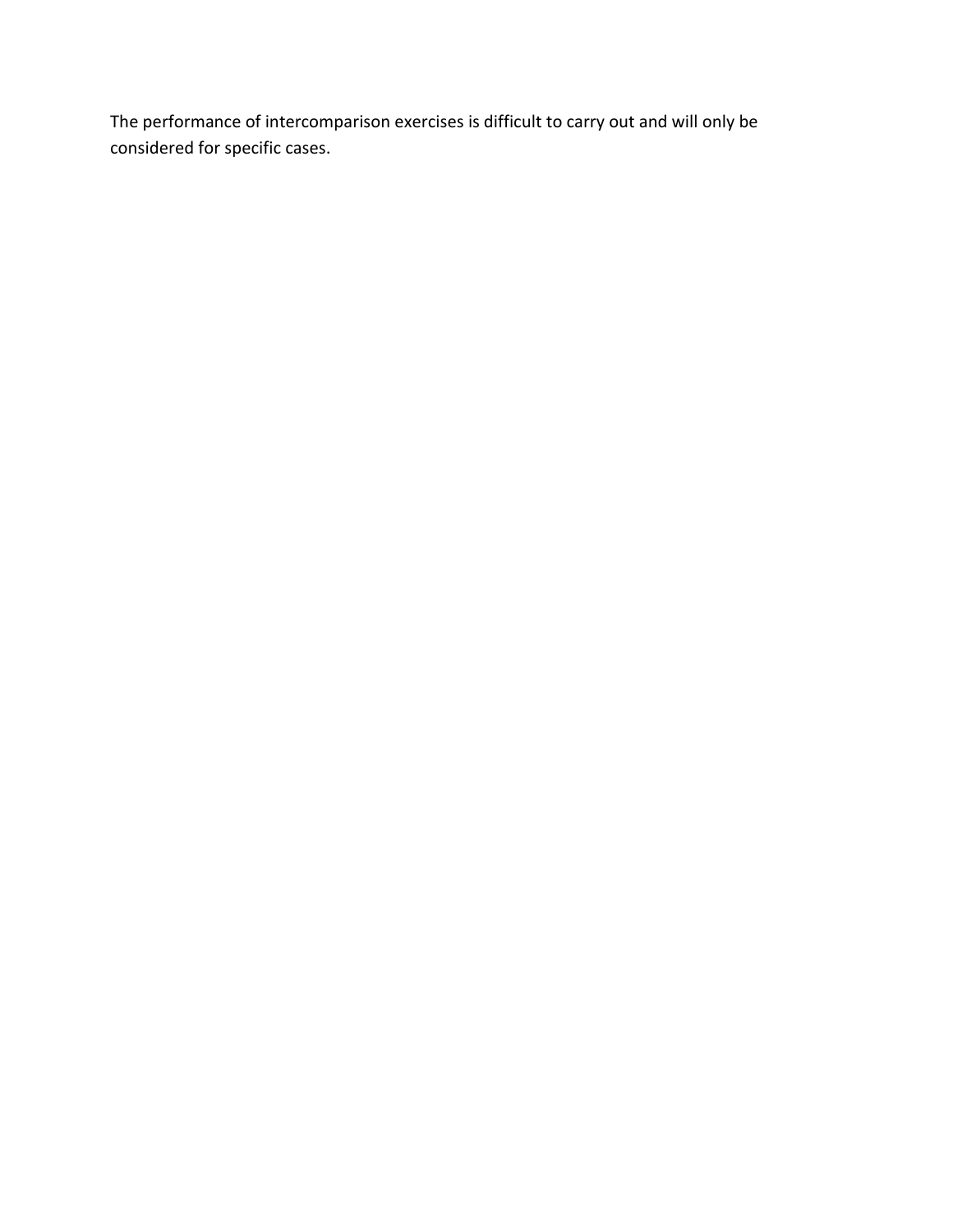The performance of intercomparison exercises is difficult to carry out and will only be considered for specific cases.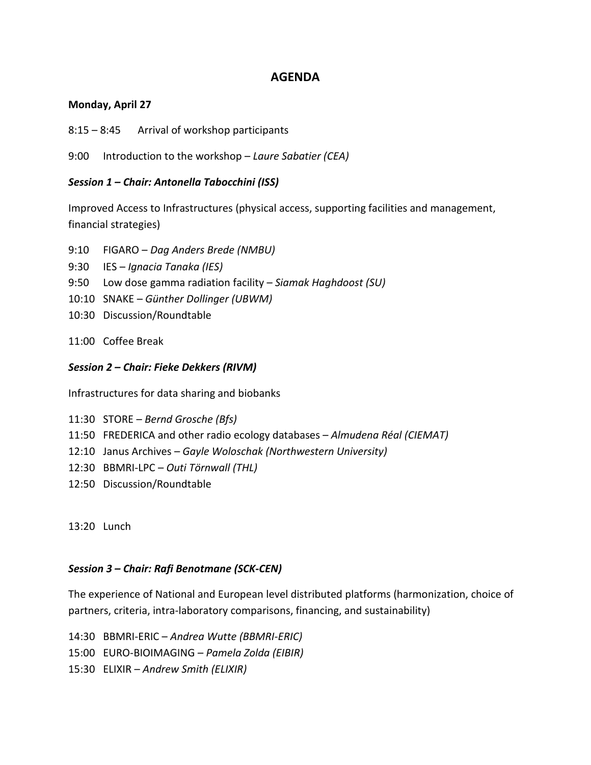# AGENDA

**Monday, April 27**

8:15 – 8:45 Arrival of workshop participants

9:00 Introduction to the workshop – *Laure Sabatier (CEA)*

### *Session 1 – Chair: Antonella Tabocchini (ISS)*

Improved Access to Infrastructures (physical access, supporting facilities and management, financial strategies)

9:10 FIGARO – *Dag Anders Brede (NMBU)*
9:30 IES – *Ignacia Tanaka (IES)*
9:50 Low dose gamma radiation facility – *Siamak Haghdoost (SU)*
10:10 SNAKE – *Günther Dollinger (UBWM)*
10:30 Discussion/Roundtable

11:00 Coffee Break

### *Session 2 – Chair: Fieke Dekkers (RIVM)*

Infrastructures for data sharing and biobanks

11:30 STORE – *Bernd Grosche (Bfs)*
11:50 FREDERICA and other radio ecology databases – *Almudena Réal (CIEMAT)*
12:10 Janus Archives – *Gayle Woloschak (Northwestern University)*
12:30 BBMRI-LPC – *Outi Törnwall (THL)*
12:50 Discussion/Roundtable

13:20 Lunch

### *Session 3 – Chair: Rafi Benotmane (SCK-CEN)*

The experience of National and European level distributed platforms (harmonization, choice of partners, criteria, intra-laboratory comparisons, financing, and sustainability)

14:30 BBMRI-ERIC – *Andrea Wutte (BBMRI-ERIC)*
15:00 EURO-BIOIMAGING – *Pamela Zolda (EIBIR)*
15:30 ELIXIR – *Andrew Smith (ELIXIR)*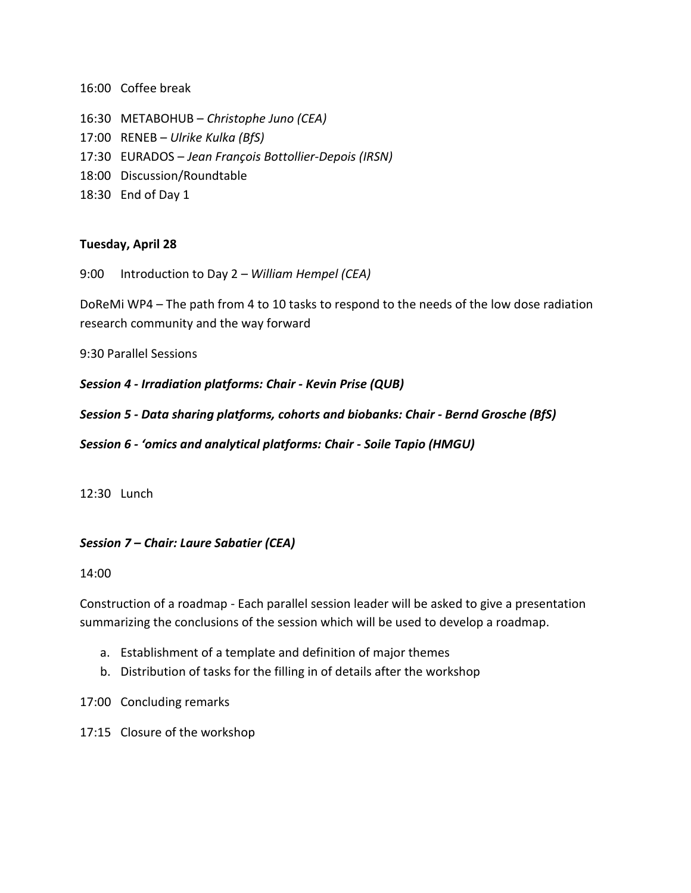16:00 Coffee break

16:30 METABOHUB – *Christophe Juno (CEA)*

17:00 RENEB – *Ulrike Kulka (BfS)*

17:30 EURADOS – *Jean François Bottollier-Depois (IRSN)*

18:00 Discussion/Roundtable

18:30 End of Day 1

**Tuesday, April 28**

9:00 Introduction to Day 2 – *William Hempel (CEA)*

DoReMi WP4 – The path from 4 to 10 tasks to respond to the needs of the low dose radiation research community and the way forward

9:30 Parallel Sessions

***Session 4 - Irradiation platforms: Chair - Kevin Prise (QUB)***

***Session 5 - Data sharing platforms, cohorts and biobanks: Chair - Bernd Grosche (BfS)***

***Session 6 - 'omics and analytical platforms: Chair - Soile Tapio (HMGU)***

12:30 Lunch

***Session 7 – Chair: Laure Sabatier (CEA)***

14:00

Construction of a roadmap - Each parallel session leader will be asked to give a presentation summarizing the conclusions of the session which will be used to develop a roadmap.

a. Establishment of a template and definition of major themes
b. Distribution of tasks for the filling in of details after the workshop

17:00 Concluding remarks

17:15 Closure of the workshop